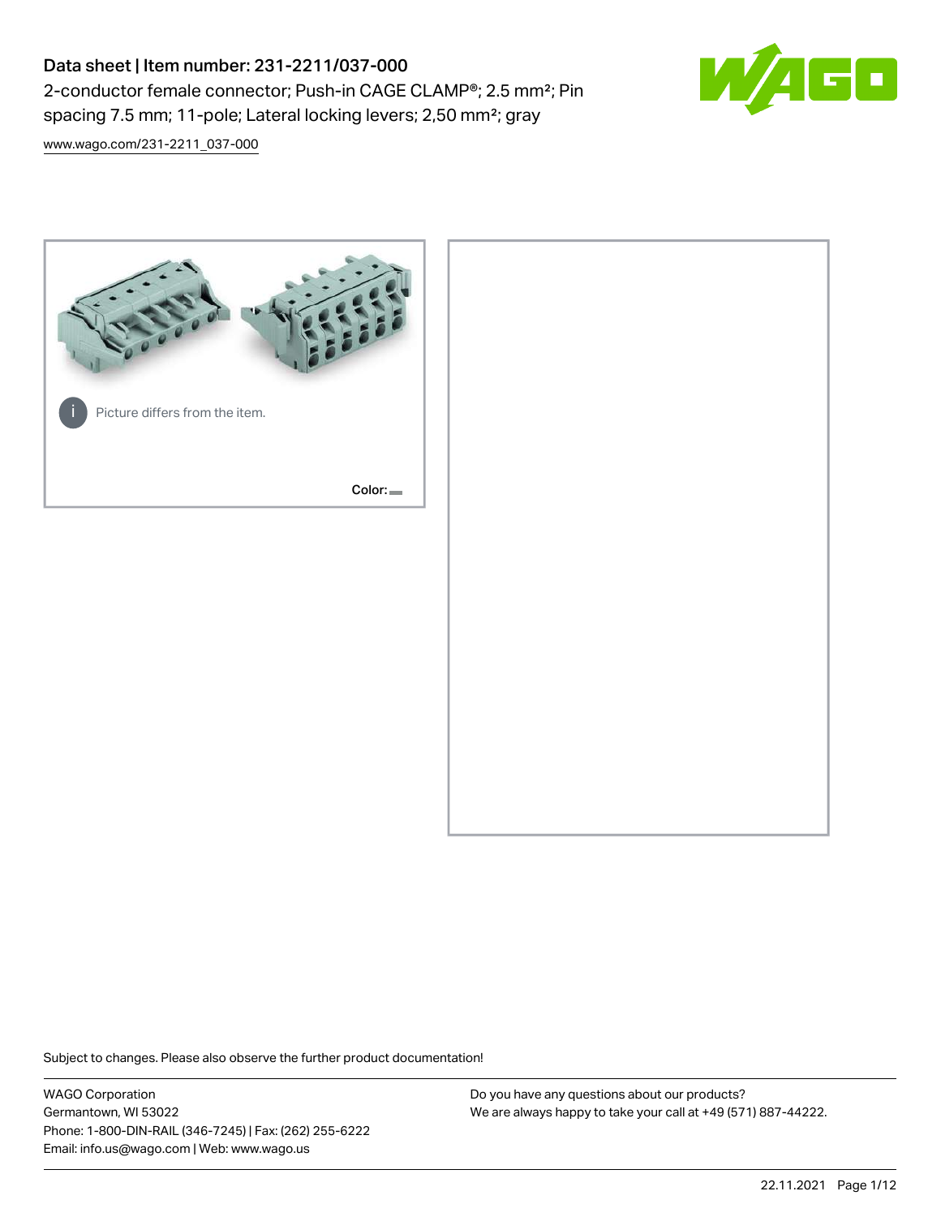# Data sheet | Item number: 231-2211/037-000

2-conductor female connector; Push-in CAGE CLAMP®; 2.5 mm²; Pin spacing 7.5 mm; 11-pole; Lateral locking levers; 2,50 mm²; gray

www.wago.com/231-2211_037-000

Picture differs from the item.

Color:

Subject to changes. Please also observe the further product documentation!

WAGO Corporation
Germantown, WI 53022
Phone: 1-800-DIN-RAIL (346-7245) | Fax: (262) 255-6222
Email: info.us@wago.com | Web: www.wago.us

Do you have any questions about our products?
We are always happy to take your call at +49 (571) 887-44222.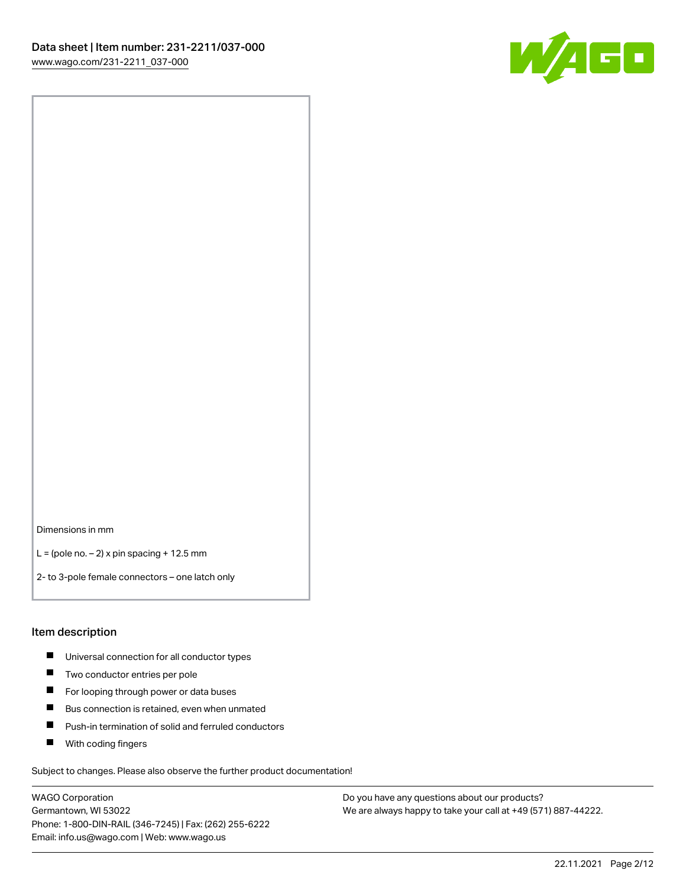Dimensions in mm

L = (pole no. – 2) x pin spacing + 12.5 mm

2- to 3-pole female connectors – one latch only

## Item description

- Universal connection for all conductor types
- Two conductor entries per pole
- For looping through power or data buses
- Bus connection is retained, even when unmated
- Push-in termination of solid and ferruled conductors
- With coding fingers

Subject to changes. Please also observe the further product documentation!

WAGO Corporation
Germantown, WI 53022
Phone: 1-800-DIN-RAIL (346-7245) | Fax: (262) 255-6222
Email: info.us@wago.com | Web: www.wago.us

Do you have any questions about our products?
We are always happy to take your call at +49 (571) 887-44222.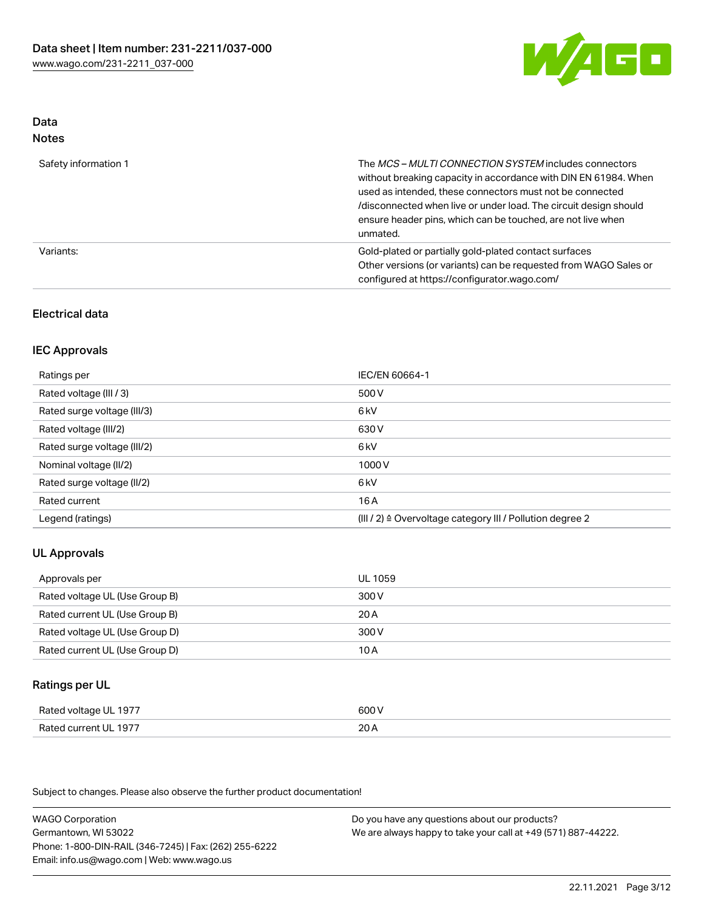## Data
### Notes

| | |
|---|---|
| Safety information 1 | The *MCS – MULTI CONNECTION SYSTEM* includes connectors without breaking capacity in accordance with DIN EN 61984. When used as intended, these connectors must not be connected /disconnected when live or under load. The circuit design should ensure header pins, which can be touched, are not live when unmated. |
| Variants: | Gold-plated or partially gold-plated contact surfaces<br>Other versions (or variants) can be requested from WAGO Sales or configured at https://configurator.wago.com/ |

### Electrical data

#### IEC Approvals

| | |
|---|---|
| Ratings per | IEC/EN 60664-1 |
| Rated voltage (III / 3) | 500 V |
| Rated surge voltage (III/3) | 6 kV |
| Rated voltage (III/2) | 630 V |
| Rated surge voltage (III/2) | 6 kV |
| Nominal voltage (II/2) | 1000 V |
| Rated surge voltage (II/2) | 6 kV |
| Rated current | 16 A |
| Legend (ratings) | (III / 2) ≙ Overvoltage category III / Pollution degree 2 |

#### UL Approvals

| | |
|---|---|
| Approvals per | UL 1059 |
| Rated voltage UL (Use Group B) | 300 V |
| Rated current UL (Use Group B) | 20 A |
| Rated voltage UL (Use Group D) | 300 V |
| Rated current UL (Use Group D) | 10 A |

#### Ratings per UL

| | |
|---|---|
| Rated voltage UL 1977 | 600 V |
| Rated current UL 1977 | 20 A |

Subject to changes. Please also observe the further product documentation!

WAGO Corporation
Germantown, WI 53022
Phone: 1-800-DIN-RAIL (346-7245) | Fax: (262) 255-6222
Email: info.us@wago.com | Web: www.wago.us

Do you have any questions about our products?
We are always happy to take your call at +49 (571) 887-44222.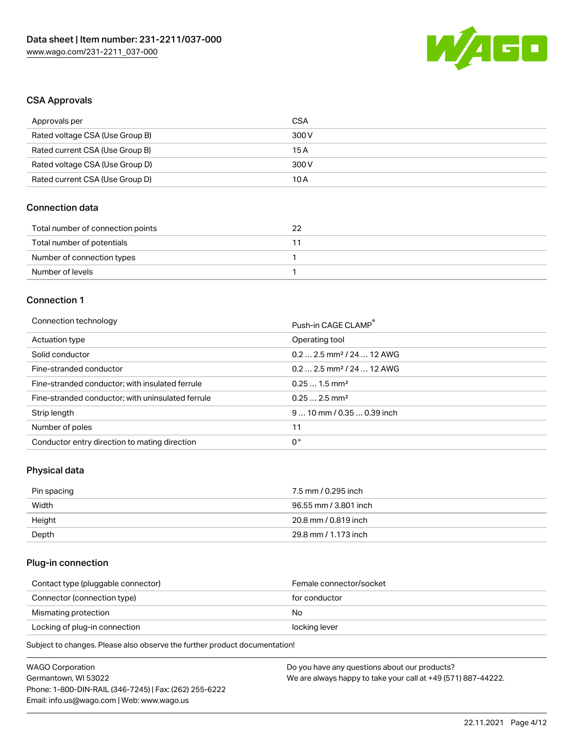## CSA Approvals

| Approvals per | CSA |
| --- | --- |
| Rated voltage CSA (Use Group B) | 300 V |
| Rated current CSA (Use Group B) | 15 A |
| Rated voltage CSA (Use Group D) | 300 V |
| Rated current CSA (Use Group D) | 10 A |

## Connection data

| Total number of connection points | 22 |
| --- | --- |
| Total number of potentials | 11 |
| Number of connection types | 1 |
| Number of levels | 1 |

## Connection 1

| Connection technology | Push-in CAGE CLAMP® |
| --- | --- |
| Actuation type | Operating tool |
| Solid conductor | 0.2 … 2.5 mm² / 24 … 12 AWG |
| Fine-stranded conductor | 0.2 … 2.5 mm² / 24 … 12 AWG |
| Fine-stranded conductor; with insulated ferrule | 0.25 … 1.5 mm² |
| Fine-stranded conductor; with uninsulated ferrule | 0.25 … 2.5 mm² |
| Strip length | 9 … 10 mm / 0.35 … 0.39 inch |
| Number of poles | 11 |
| Conductor entry direction to mating direction | 0 ° |

## Physical data

| Pin spacing | 7.5 mm / 0.295 inch |
| --- | --- |
| Width | 96.55 mm / 3.801 inch |
| Height | 20.8 mm / 0.819 inch |
| Depth | 29.8 mm / 1.173 inch |

## Plug-in connection

| Contact type (pluggable connector) | Female connector/socket |
| --- | --- |
| Connector (connection type) | for conductor |
| Mismating protection | No |
| Locking of plug-in connection | locking lever |

Subject to changes. Please also observe the further product documentation!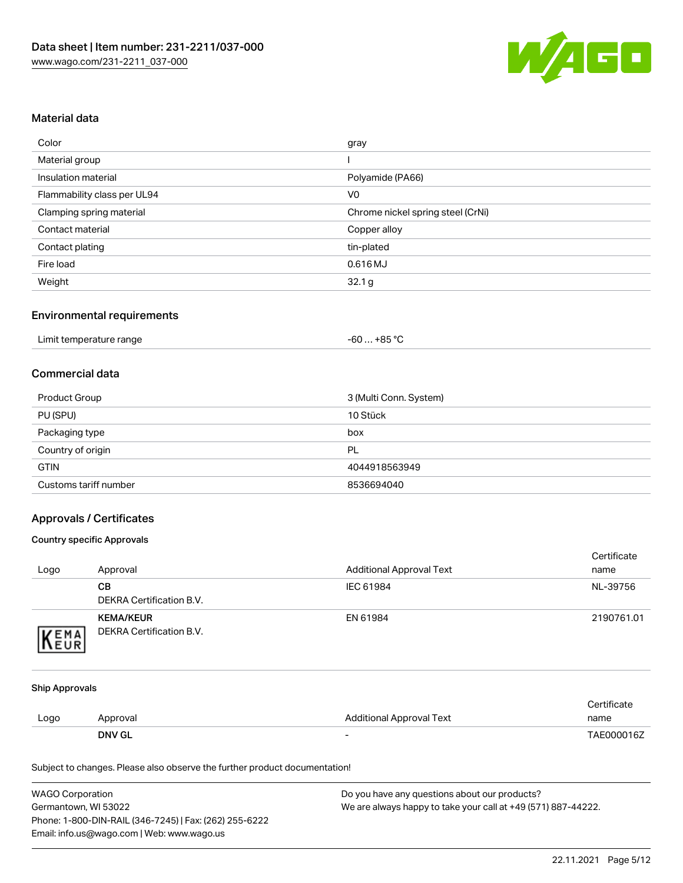## Material data

| | |
|---|---|
| Color | gray |
| Material group | I |
| Insulation material | Polyamide (PA66) |
| Flammability class per UL94 | V0 |
| Clamping spring material | Chrome nickel spring steel (CrNi) |
| Contact material | Copper alloy |
| Contact plating | tin-plated |
| Fire load | 0.616 MJ |
| Weight | 32.1 g |

## Environmental requirements

| | |
|---|---|
| Limit temperature range | -60 … +85 °C |

## Commercial data

| | |
|---|---|
| Product Group | 3 (Multi Conn. System) |
| PU (SPU) | 10 Stück |
| Packaging type | box |
| Country of origin | PL |
| GTIN | 4044918563949 |
| Customs tariff number | 8536694040 |

## Approvals / Certificates

### Country specific Approvals

| Logo | Approval | Additional Approval Text | Certificate name |
|---|---|---|---|
| | **CB** DEKRA Certification B.V. | IEC 61984 | NL-39756 |
| | **KEMA/KEUR** DEKRA Certification B.V. | EN 61984 | 2190761.01 |

### Ship Approvals

| Logo | Approval | Additional Approval Text | Certificate name |
|---|---|---|---|
| | **DNV GL** | - | TAE000016Z |

Subject to changes. Please also observe the further product documentation!

WAGO Corporation
Germantown, WI 53022
Phone: 1-800-DIN-RAIL (346-7245) | Fax: (262) 255-6222
Email: info.us@wago.com | Web: www.wago.us

Do you have any questions about our products?
We are always happy to take your call at +49 (571) 887-44222.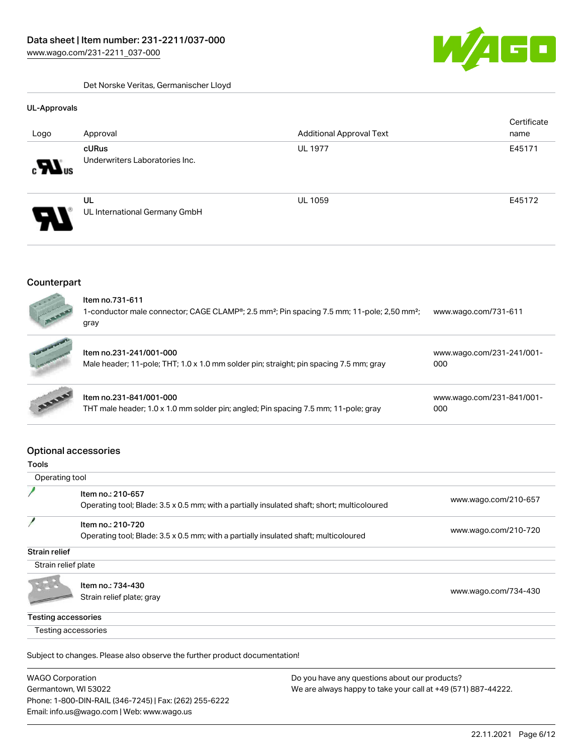Det Norske Veritas, Germanischer Lloyd

### UL-Approvals

| Logo | Approval | Additional Approval Text | Certificate name |
| --- | --- | --- | --- |
| | cURus<br>Underwriters Laboratories Inc. | UL 1977 | E45171 |
| | UL<br>UL International Germany GmbH | UL 1059 | E45172 |

## Counterpart

| | | |
| --- | --- | --- |
| | **Item no.731-611**<br>1-conductor male connector; CAGE CLAMP®; 2.5 mm²; Pin spacing 7.5 mm; 11-pole; 2,50 mm²; gray | www.wago.com/731-611 |
| | **Item no.231-241/001-000**<br>Male header; 11-pole; THT; 1.0 x 1.0 mm solder pin; straight; pin spacing 7.5 mm; gray | www.wago.com/231-241/001-000 |
| | **Item no.231-841/001-000**<br>THT male header; 1.0 x 1.0 mm solder pin; angled; Pin spacing 7.5 mm; 11-pole; gray | www.wago.com/231-841/001-000 |

## Optional accessories

### Tools

Operating tool

| | | |
| --- | --- | --- |
| | **Item no.: 210-657**<br>Operating tool; Blade: 3.5 x 0.5 mm; with a partially insulated shaft; short; multicoloured | www.wago.com/210-657 |
| | **Item no.: 210-720**<br>Operating tool; Blade: 3.5 x 0.5 mm; with a partially insulated shaft; multicoloured | www.wago.com/210-720 |

### Strain relief

Strain relief plate

| | | |
| --- | --- | --- |
| | **Item no.: 734-430**<br>Strain relief plate; gray | www.wago.com/734-430 |

### Testing accessories

Testing accessories

Subject to changes. Please also observe the further product documentation!

WAGO Corporation
Germantown, WI 53022
Phone: 1-800-DIN-RAIL (346-7245) | Fax: (262) 255-6222
Email: info.us@wago.com | Web: www.wago.us

Do you have any questions about our products?
We are always happy to take your call at +49 (571) 887-44222.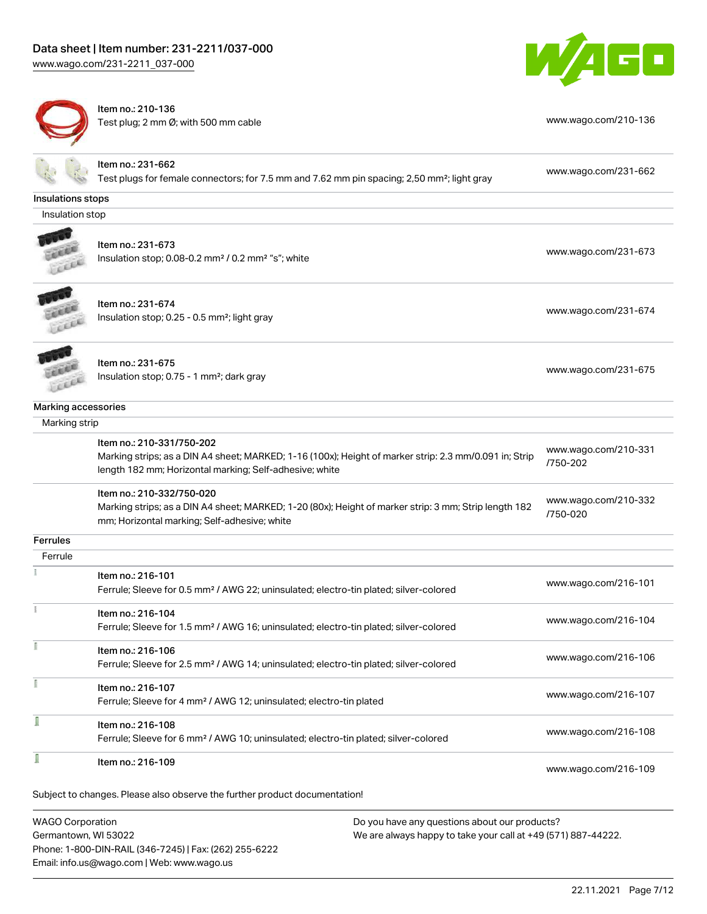| | | |
|---|---|---|
| | Item no.: 210-136<br>Test plug; 2 mm Ø; with 500 mm cable | www.wago.com/210-136 |
| | Item no.: 231-662<br>Test plugs for female connectors; for 7.5 mm and 7.62 mm pin spacing; 2,50 mm²; light gray | www.wago.com/231-662 |

**Insulations stops**

Insulation stop

| | | |
|---|---|---|
| | Item no.: 231-673<br>Insulation stop; 0.08-0.2 mm² / 0.2 mm² "s"; white | www.wago.com/231-673 |
| | Item no.: 231-674<br>Insulation stop; 0.25 - 0.5 mm²; light gray | www.wago.com/231-674 |
| | Item no.: 231-675<br>Insulation stop; 0.75 - 1 mm²; dark gray | www.wago.com/231-675 |

**Marking accessories**

Marking strip

| | | |
|---|---|---|
| | Item no.: 210-331/750-202<br>Marking strips; as a DIN A4 sheet; MARKED; 1-16 (100x); Height of marker strip: 2.3 mm/0.091 in; Strip length 182 mm; Horizontal marking; Self-adhesive; white | www.wago.com/210-331/750-202 |
| | Item no.: 210-332/750-020<br>Marking strips; as a DIN A4 sheet; MARKED; 1-20 (80x); Height of marker strip: 3 mm; Strip length 182 mm; Horizontal marking; Self-adhesive; white | www.wago.com/210-332/750-020 |

**Ferrules**

Ferrule

| | | |
|---|---|---|
| | Item no.: 216-101<br>Ferrule; Sleeve for 0.5 mm² / AWG 22; uninsulated; electro-tin plated; silver-colored | www.wago.com/216-101 |
| | Item no.: 216-104<br>Ferrule; Sleeve for 1.5 mm² / AWG 16; uninsulated; electro-tin plated; silver-colored | www.wago.com/216-104 |
| | Item no.: 216-106<br>Ferrule; Sleeve for 2.5 mm² / AWG 14; uninsulated; electro-tin plated; silver-colored | www.wago.com/216-106 |
| | Item no.: 216-107<br>Ferrule; Sleeve for 4 mm² / AWG 12; uninsulated; electro-tin plated | www.wago.com/216-107 |
| | Item no.: 216-108<br>Ferrule; Sleeve for 6 mm² / AWG 10; uninsulated; electro-tin plated; silver-colored | www.wago.com/216-108 |
| | Item no.: 216-109 | www.wago.com/216-109 |

Subject to changes. Please also observe the further product documentation!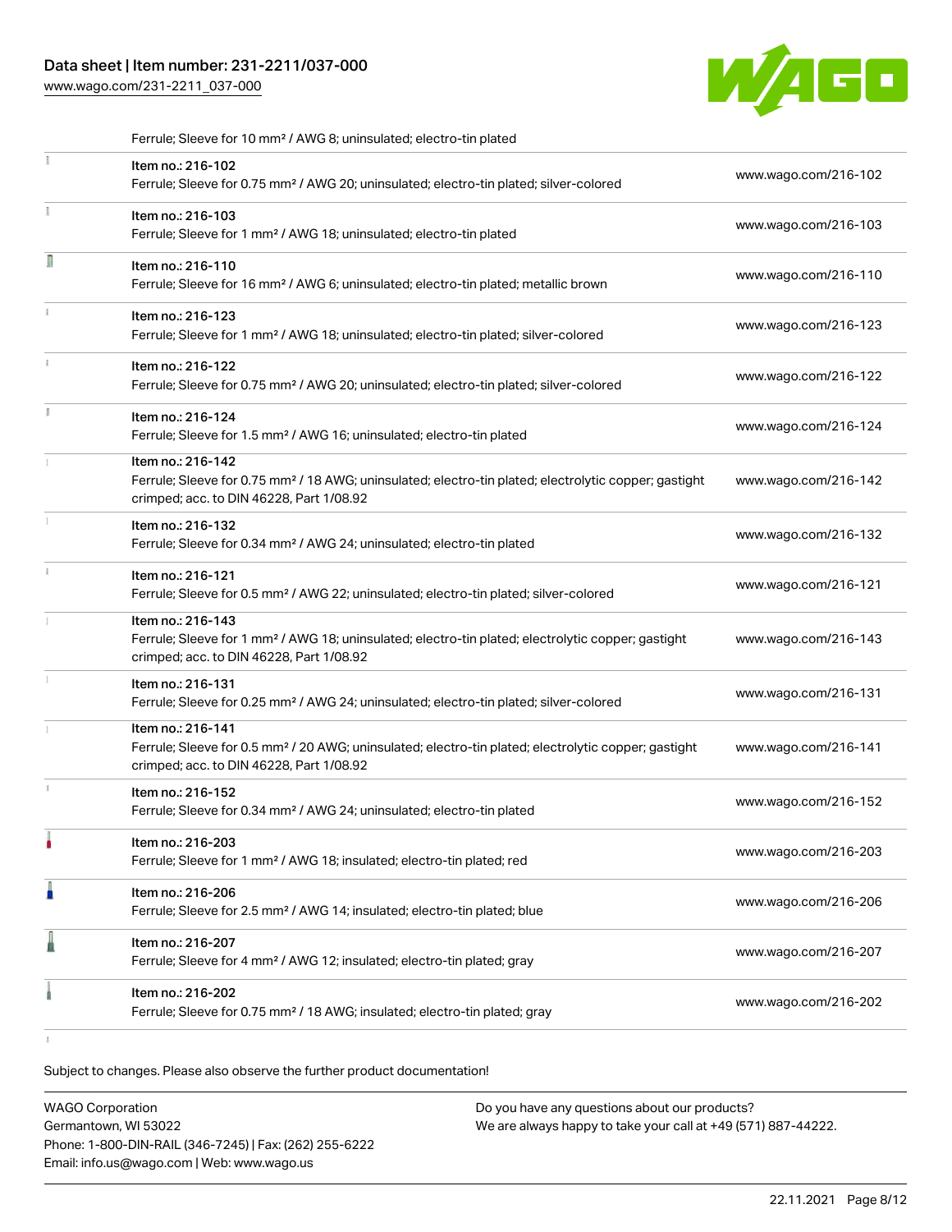Ferrule; Sleeve for 10 mm² / AWG 8; uninsulated; electro-tin plated

| | | |
|---|---|---|
| | Item no.: 216-102<br>Ferrule; Sleeve for 0.75 mm² / AWG 20; uninsulated; electro-tin plated; silver-colored | www.wago.com/216-102 |
| | Item no.: 216-103<br>Ferrule; Sleeve for 1 mm² / AWG 18; uninsulated; electro-tin plated | www.wago.com/216-103 |
| | Item no.: 216-110<br>Ferrule; Sleeve for 16 mm² / AWG 6; uninsulated; electro-tin plated; metallic brown | www.wago.com/216-110 |
| | Item no.: 216-123<br>Ferrule; Sleeve for 1 mm² / AWG 18; uninsulated; electro-tin plated; silver-colored | www.wago.com/216-123 |
| | Item no.: 216-122<br>Ferrule; Sleeve for 0.75 mm² / AWG 20; uninsulated; electro-tin plated; silver-colored | www.wago.com/216-122 |
| | Item no.: 216-124<br>Ferrule; Sleeve for 1.5 mm² / AWG 16; uninsulated; electro-tin plated | www.wago.com/216-124 |
| | Item no.: 216-142<br>Ferrule; Sleeve for 0.75 mm² / 18 AWG; uninsulated; electro-tin plated; electrolytic copper; gastight crimped; acc. to DIN 46228, Part 1/08.92 | www.wago.com/216-142 |
| | Item no.: 216-132<br>Ferrule; Sleeve for 0.34 mm² / AWG 24; uninsulated; electro-tin plated | www.wago.com/216-132 |
| | Item no.: 216-121<br>Ferrule; Sleeve for 0.5 mm² / AWG 22; uninsulated; electro-tin plated; silver-colored | www.wago.com/216-121 |
| | Item no.: 216-143<br>Ferrule; Sleeve for 1 mm² / AWG 18; uninsulated; electro-tin plated; electrolytic copper; gastight crimped; acc. to DIN 46228, Part 1/08.92 | www.wago.com/216-143 |
| | Item no.: 216-131<br>Ferrule; Sleeve for 0.25 mm² / AWG 24; uninsulated; electro-tin plated; silver-colored | www.wago.com/216-131 |
| | Item no.: 216-141<br>Ferrule; Sleeve for 0.5 mm² / 20 AWG; uninsulated; electro-tin plated; electrolytic copper; gastight crimped; acc. to DIN 46228, Part 1/08.92 | www.wago.com/216-141 |
| | Item no.: 216-152<br>Ferrule; Sleeve for 0.34 mm² / AWG 24; uninsulated; electro-tin plated | www.wago.com/216-152 |
| | Item no.: 216-203<br>Ferrule; Sleeve for 1 mm² / AWG 18; insulated; electro-tin plated; red | www.wago.com/216-203 |
| | Item no.: 216-206<br>Ferrule; Sleeve for 2.5 mm² / AWG 14; insulated; electro-tin plated; blue | www.wago.com/216-206 |
| | Item no.: 216-207<br>Ferrule; Sleeve for 4 mm² / AWG 12; insulated; electro-tin plated; gray | www.wago.com/216-207 |
| | Item no.: 216-202<br>Ferrule; Sleeve for 0.75 mm² / 18 AWG; insulated; electro-tin plated; gray | www.wago.com/216-202 |

Subject to changes. Please also observe the further product documentation!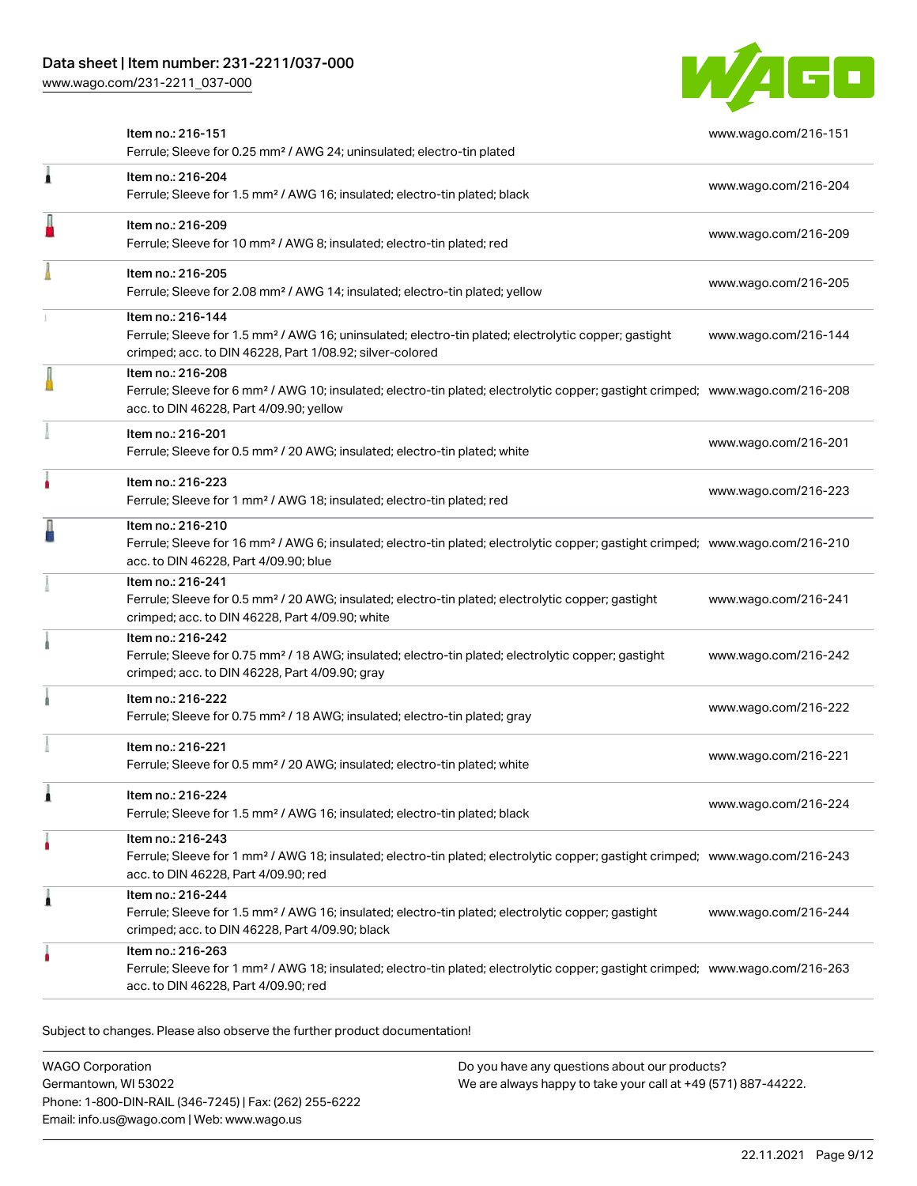| Item | Link |
| --- | --- |
| Item no.: 216-151<br>Ferrule; Sleeve for 0.25 mm² / AWG 24; uninsulated; electro-tin plated | www.wago.com/216-151 |
| Item no.: 216-204<br>Ferrule; Sleeve for 1.5 mm² / AWG 16; insulated; electro-tin plated; black | www.wago.com/216-204 |
| Item no.: 216-209<br>Ferrule; Sleeve for 10 mm² / AWG 8; insulated; electro-tin plated; red | www.wago.com/216-209 |
| Item no.: 216-205<br>Ferrule; Sleeve for 2.08 mm² / AWG 14; insulated; electro-tin plated; yellow | www.wago.com/216-205 |
| Item no.: 216-144<br>Ferrule; Sleeve for 1.5 mm² / AWG 16; uninsulated; electro-tin plated; electrolytic copper; gastight crimped; acc. to DIN 46228, Part 1/08.92; silver-colored | www.wago.com/216-144 |
| Item no.: 216-208<br>Ferrule; Sleeve for 6 mm² / AWG 10; insulated; electro-tin plated; electrolytic copper; gastight crimped; acc. to DIN 46228, Part 4/09.90; yellow | www.wago.com/216-208 |
| Item no.: 216-201<br>Ferrule; Sleeve for 0.5 mm² / 20 AWG; insulated; electro-tin plated; white | www.wago.com/216-201 |
| Item no.: 216-223<br>Ferrule; Sleeve for 1 mm² / AWG 18; insulated; electro-tin plated; red | www.wago.com/216-223 |
| Item no.: 216-210<br>Ferrule; Sleeve for 16 mm² / AWG 6; insulated; electro-tin plated; electrolytic copper; gastight crimped; acc. to DIN 46228, Part 4/09.90; blue | www.wago.com/216-210 |
| Item no.: 216-241<br>Ferrule; Sleeve for 0.5 mm² / 20 AWG; insulated; electro-tin plated; electrolytic copper; gastight crimped; acc. to DIN 46228, Part 4/09.90; white | www.wago.com/216-241 |
| Item no.: 216-242<br>Ferrule; Sleeve for 0.75 mm² / 18 AWG; insulated; electro-tin plated; electrolytic copper; gastight crimped; acc. to DIN 46228, Part 4/09.90; gray | www.wago.com/216-242 |
| Item no.: 216-222<br>Ferrule; Sleeve for 0.75 mm² / 18 AWG; insulated; electro-tin plated; gray | www.wago.com/216-222 |
| Item no.: 216-221<br>Ferrule; Sleeve for 0.5 mm² / 20 AWG; insulated; electro-tin plated; white | www.wago.com/216-221 |
| Item no.: 216-224<br>Ferrule; Sleeve for 1.5 mm² / AWG 16; insulated; electro-tin plated; black | www.wago.com/216-224 |
| Item no.: 216-243<br>Ferrule; Sleeve for 1 mm² / AWG 18; insulated; electro-tin plated; electrolytic copper; gastight crimped; acc. to DIN 46228, Part 4/09.90; red | www.wago.com/216-243 |
| Item no.: 216-244<br>Ferrule; Sleeve for 1.5 mm² / AWG 16; insulated; electro-tin plated; electrolytic copper; gastight crimped; acc. to DIN 46228, Part 4/09.90; black | www.wago.com/216-244 |
| Item no.: 216-263<br>Ferrule; Sleeve for 1 mm² / AWG 18; insulated; electro-tin plated; electrolytic copper; gastight crimped; acc. to DIN 46228, Part 4/09.90; red | www.wago.com/216-263 |

Subject to changes. Please also observe the further product documentation!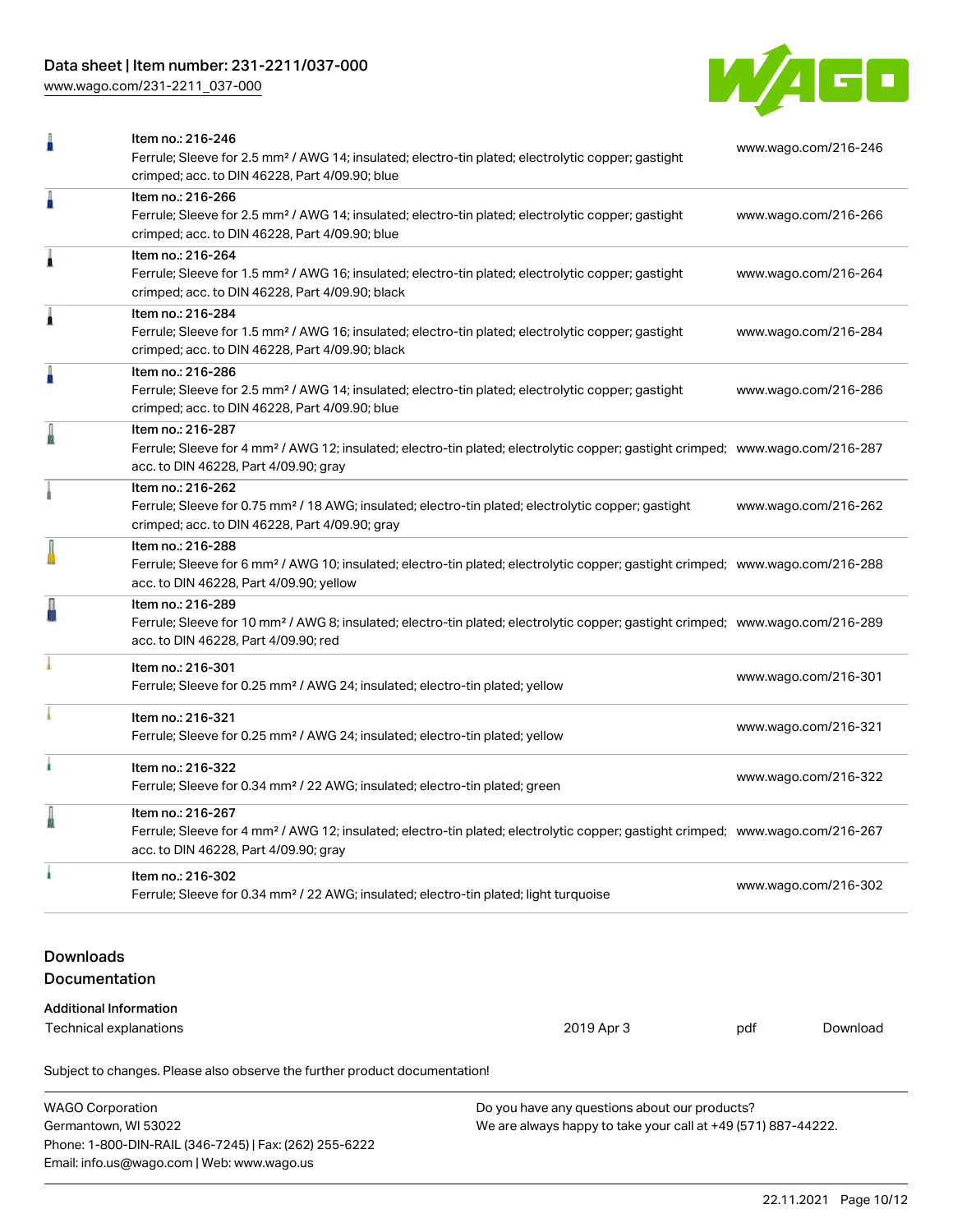| Item | Link |
|---|---|
| Item no.: 216-246<br>Ferrule; Sleeve for 2.5 mm² / AWG 14; insulated; electro-tin plated; electrolytic copper; gastight crimped; acc. to DIN 46228, Part 4/09.90; blue | www.wago.com/216-246 |
| Item no.: 216-266<br>Ferrule; Sleeve for 2.5 mm² / AWG 14; insulated; electro-tin plated; electrolytic copper; gastight crimped; acc. to DIN 46228, Part 4/09.90; blue | www.wago.com/216-266 |
| Item no.: 216-264<br>Ferrule; Sleeve for 1.5 mm² / AWG 16; insulated; electro-tin plated; electrolytic copper; gastight crimped; acc. to DIN 46228, Part 4/09.90; black | www.wago.com/216-264 |
| Item no.: 216-284<br>Ferrule; Sleeve for 1.5 mm² / AWG 16; insulated; electro-tin plated; electrolytic copper; gastight crimped; acc. to DIN 46228, Part 4/09.90; black | www.wago.com/216-284 |
| Item no.: 216-286<br>Ferrule; Sleeve for 2.5 mm² / AWG 14; insulated; electro-tin plated; electrolytic copper; gastight crimped; acc. to DIN 46228, Part 4/09.90; blue | www.wago.com/216-286 |
| Item no.: 216-287<br>Ferrule; Sleeve for 4 mm² / AWG 12; insulated; electro-tin plated; electrolytic copper; gastight crimped; acc. to DIN 46228, Part 4/09.90; gray | www.wago.com/216-287 |
| Item no.: 216-262<br>Ferrule; Sleeve for 0.75 mm² / 18 AWG; insulated; electro-tin plated; electrolytic copper; gastight crimped; acc. to DIN 46228, Part 4/09.90; gray | www.wago.com/216-262 |
| Item no.: 216-288<br>Ferrule; Sleeve for 6 mm² / AWG 10; insulated; electro-tin plated; electrolytic copper; gastight crimped; acc. to DIN 46228, Part 4/09.90; yellow | www.wago.com/216-288 |
| Item no.: 216-289<br>Ferrule; Sleeve for 10 mm² / AWG 8; insulated; electro-tin plated; electrolytic copper; gastight crimped; acc. to DIN 46228, Part 4/09.90; red | www.wago.com/216-289 |
| Item no.: 216-301<br>Ferrule; Sleeve for 0.25 mm² / AWG 24; insulated; electro-tin plated; yellow | www.wago.com/216-301 |
| Item no.: 216-321<br>Ferrule; Sleeve for 0.25 mm² / AWG 24; insulated; electro-tin plated; yellow | www.wago.com/216-321 |
| Item no.: 216-322<br>Ferrule; Sleeve for 0.34 mm² / 22 AWG; insulated; electro-tin plated; green | www.wago.com/216-322 |
| Item no.: 216-267<br>Ferrule; Sleeve for 4 mm² / AWG 12; insulated; electro-tin plated; electrolytic copper; gastight crimped; acc. to DIN 46228, Part 4/09.90; gray | www.wago.com/216-267 |
| Item no.: 216-302<br>Ferrule; Sleeve for 0.34 mm² / 22 AWG; insulated; electro-tin plated; light turquoise | www.wago.com/216-302 |

## Downloads

## Documentation

**Additional Information**

| Document | Date | Format | |
|---|---|---|---|
| Technical explanations | 2019 Apr 3 | pdf | Download |

Subject to changes. Please also observe the further product documentation!

WAGO Corporation
Germantown, WI 53022
Phone: 1-800-DIN-RAIL (346-7245) | Fax: (262) 255-6222
Email: info.us@wago.com | Web: www.wago.us

Do you have any questions about our products?
We are always happy to take your call at +49 (571) 887-44222.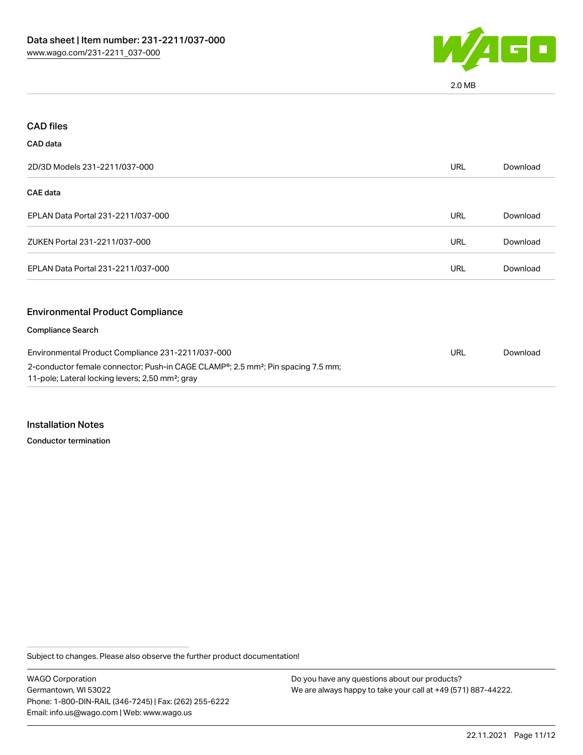2.0 MB

## CAD files

### CAD data

| | | |
|---|---|---|
| 2D/3D Models 231-2211/037-000 | URL | Download |

### CAE data

| | | |
|---|---|---|
| EPLAN Data Portal 231-2211/037-000 | URL | Download |
| ZUKEN Portal 231-2211/037-000 | URL | Download |
| EPLAN Data Portal 231-2211/037-000 | URL | Download |

## Environmental Product Compliance

### Compliance Search

| | | |
|---|---|---|
| Environmental Product Compliance 231-2211/037-000<br>2-conductor female connector; Push-in CAGE CLAMP®; 2.5 mm²; Pin spacing 7.5 mm; 11-pole; Lateral locking levers; 2,50 mm²; gray | URL | Download |

## Installation Notes

### Conductor termination

Subject to changes. Please also observe the further product documentation!

WAGO Corporation
Germantown, WI 53022
Phone: 1-800-DIN-RAIL (346-7245) | Fax: (262) 255-6222
Email: info.us@wago.com | Web: www.wago.us

Do you have any questions about our products?
We are always happy to take your call at +49 (571) 887-44222.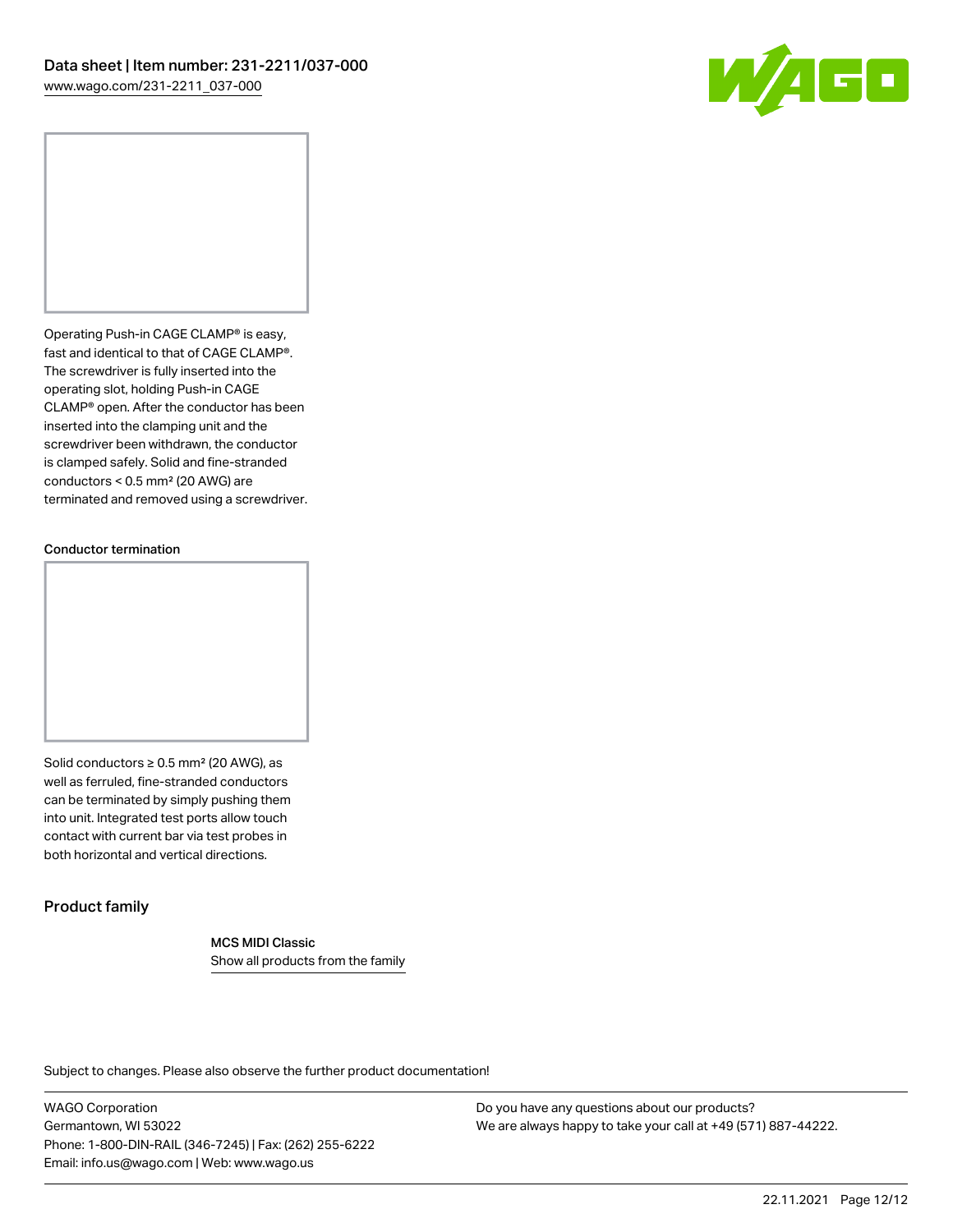Operating Push-in CAGE CLAMP® is easy, fast and identical to that of CAGE CLAMP®. The screwdriver is fully inserted into the operating slot, holding Push-in CAGE CLAMP® open. After the conductor has been inserted into the clamping unit and the screwdriver been withdrawn, the conductor is clamped safely. Solid and fine-stranded conductors < 0.5 mm² (20 AWG) are terminated and removed using a screwdriver.

Conductor termination

Solid conductors ≥ 0.5 mm² (20 AWG), as well as ferruled, fine-stranded conductors can be terminated by simply pushing them into unit. Integrated test ports allow touch contact with current bar via test probes in both horizontal and vertical directions.

## Product family

MCS MIDI Classic
Show all products from the family